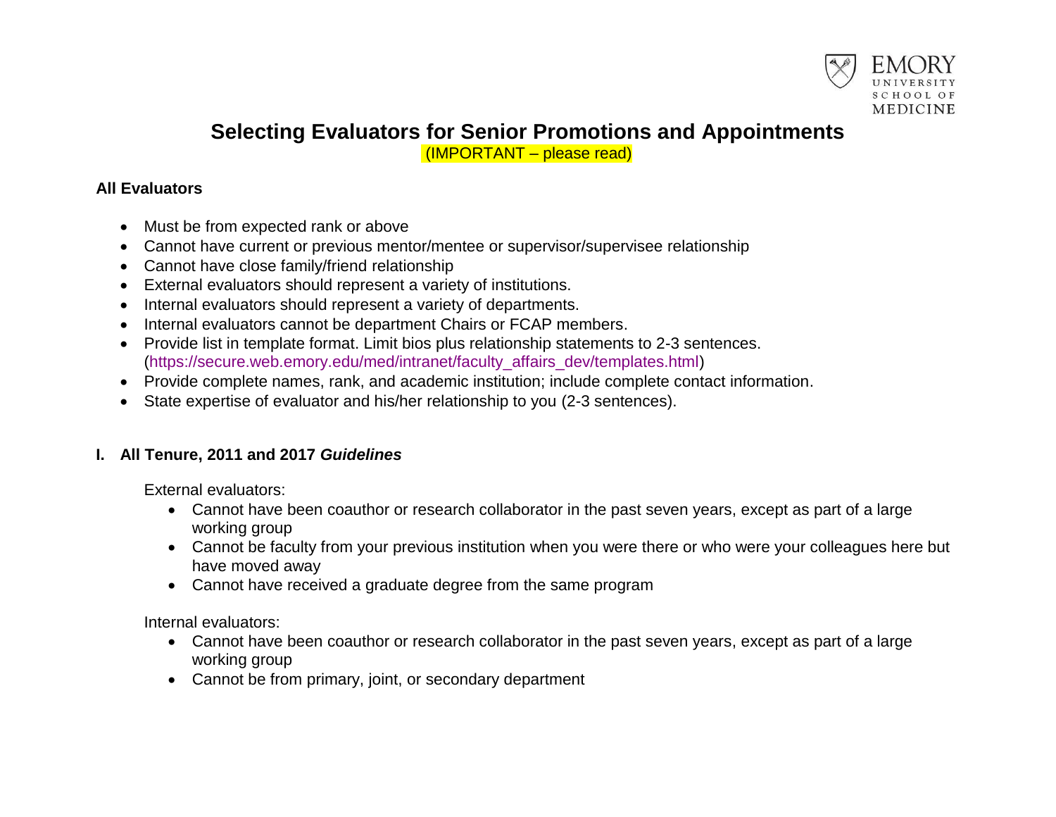# Selecting Evaluators for Senior Promotions and Appointments

(IMPORTANT – please read)

**All Evaluators**

- Must be from expected rank or above
- Cannot have current or previous mentor/mentee or supervisor/supervisee relationship
- Cannot have close family/friend relationship
- External evaluators should represent a variety of institutions.
- Internal evaluators should represent a variety of departments.
- Internal evaluators cannot be department Chairs or FCAP members.
- Provide list in template format. Limit bios plus relationship statements to 2-3 sentences. (https://secure.web.emory.edu/med/intranet/faculty_affairs_dev/templates.html)
- Provide complete names, rank, and academic institution; include complete contact information.
- State expertise of evaluator and his/her relationship to you (2-3 sentences).

## I. All Tenure, 2011 and 2017 *Guidelines*

External evaluators:

- Cannot have been coauthor or research collaborator in the past seven years, except as part of a large working group
- Cannot be faculty from your previous institution when you were there or who were your colleagues here but have moved away
- Cannot have received a graduate degree from the same program

Internal evaluators:

- Cannot have been coauthor or research collaborator in the past seven years, except as part of a large working group
- Cannot be from primary, joint, or secondary department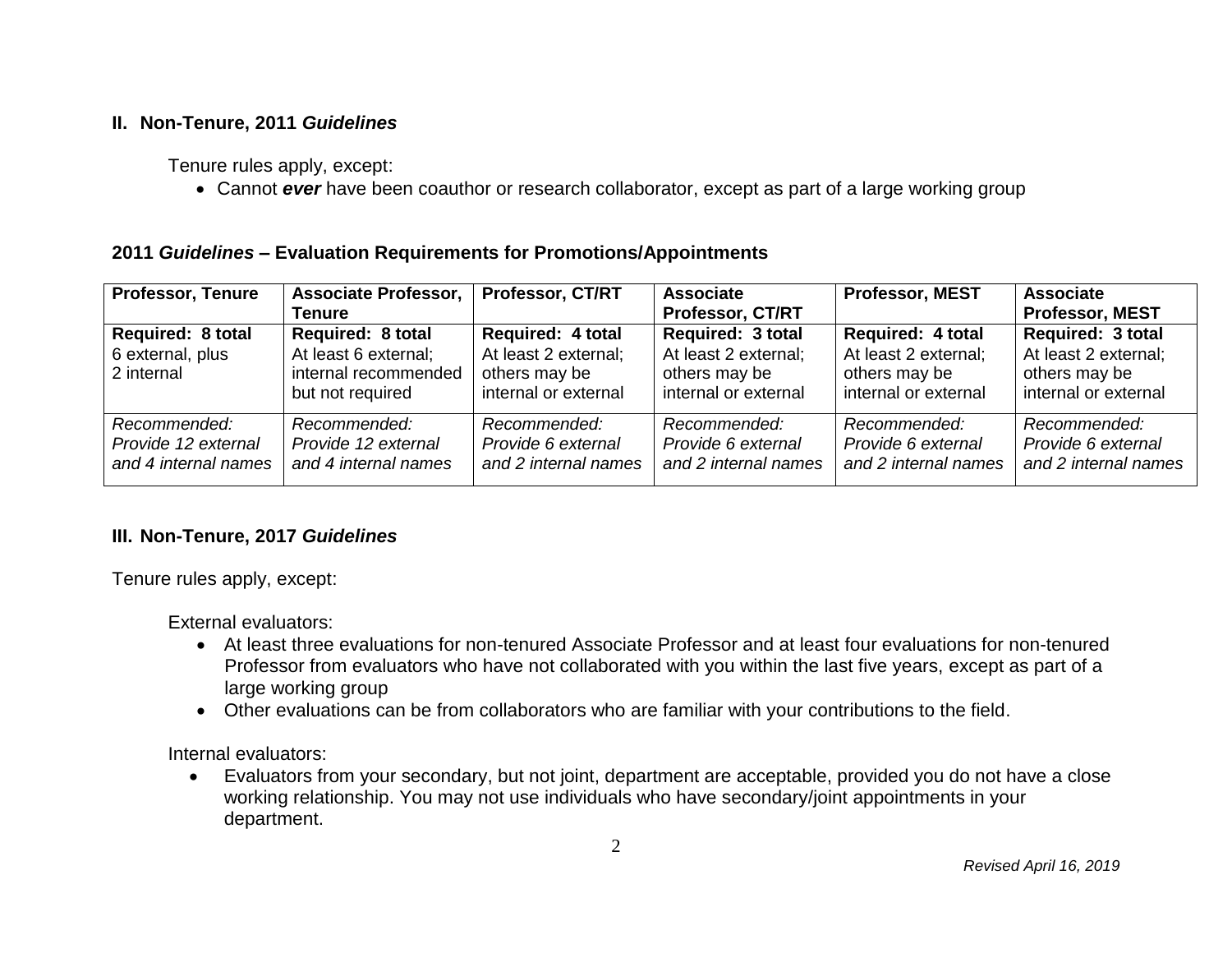## II. Non-Tenure, 2011 *Guidelines*

Tenure rules apply, except:

- Cannot ***ever*** have been coauthor or research collaborator, except as part of a large working group

### 2011 *Guidelines* – Evaluation Requirements for Promotions/Appointments

| Professor, Tenure | Associate Professor, Tenure | Professor, CT/RT | Associate Professor, CT/RT | Professor, MEST | Associate Professor, MEST |
|---|---|---|---|---|---|
| **Required: 8 total** 6 external, plus 2 internal | **Required: 8 total** At least 6 external; internal recommended but not required | **Required: 4 total** At least 2 external; others may be internal or external | **Required: 3 total** At least 2 external; others may be internal or external | **Required: 4 total** At least 2 external; others may be internal or external | **Required: 3 total** At least 2 external; others may be internal or external |
| *Recommended: Provide 12 external and 4 internal names* | *Recommended: Provide 12 external and 4 internal names* | *Recommended: Provide 6 external and 2 internal names* | *Recommended: Provide 6 external and 2 internal names* | *Recommended: Provide 6 external and 2 internal names* | *Recommended: Provide 6 external and 2 internal names* |

## III. Non-Tenure, 2017 *Guidelines*

Tenure rules apply, except:

External evaluators:

- At least three evaluations for non-tenured Associate Professor and at least four evaluations for non-tenured Professor from evaluators who have not collaborated with you within the last five years, except as part of a large working group
- Other evaluations can be from collaborators who are familiar with your contributions to the field.

Internal evaluators:

- Evaluators from your secondary, but not joint, department are acceptable, provided you do not have a close working relationship. You may not use individuals who have secondary/joint appointments in your department.

*Revised April 16, 2019*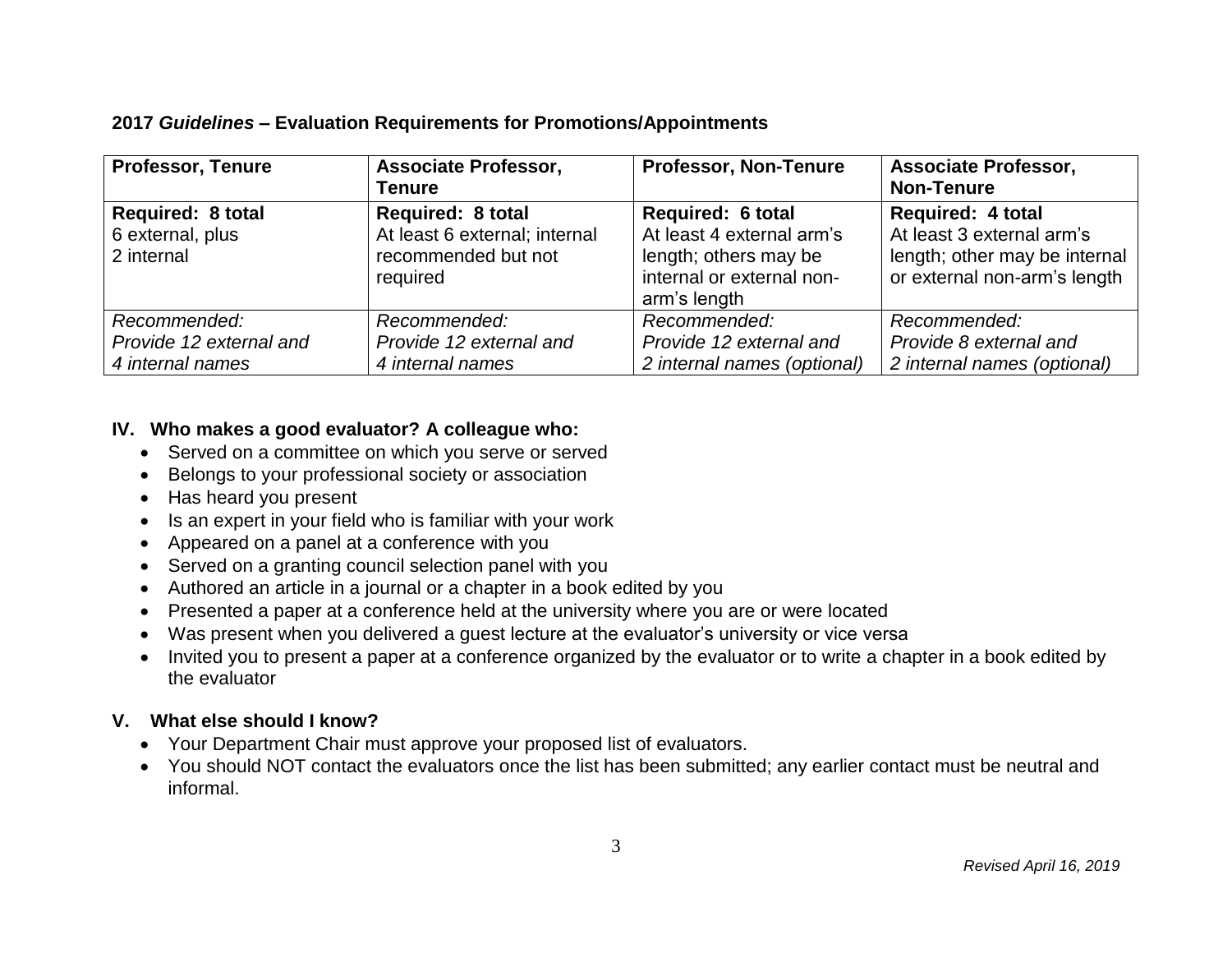**2017 *Guidelines* – Evaluation Requirements for Promotions/Appointments**

| Professor, Tenure | Associate Professor, Tenure | Professor, Non-Tenure | Associate Professor, Non-Tenure |
|---|---|---|---|
| **Required: 8 total**<br>6 external, plus<br>2 internal | **Required: 8 total**<br>At least 6 external; internal recommended but not required | **Required: 6 total**<br>At least 4 external arm's length; others may be internal or external non-arm's length | **Required: 4 total**<br>At least 3 external arm's length; other may be internal or external non-arm's length |
| *Recommended:*<br>*Provide 12 external and 4 internal names* | *Recommended:*<br>*Provide 12 external and 4 internal names* | *Recommended:*<br>*Provide 12 external and 2 internal names (optional)* | *Recommended:*<br>*Provide 8 external and 2 internal names (optional)* |

## IV. Who makes a good evaluator? A colleague who:

- Served on a committee on which you serve or served
- Belongs to your professional society or association
- Has heard you present
- Is an expert in your field who is familiar with your work
- Appeared on a panel at a conference with you
- Served on a granting council selection panel with you
- Authored an article in a journal or a chapter in a book edited by you
- Presented a paper at a conference held at the university where you are or were located
- Was present when you delivered a guest lecture at the evaluator's university or vice versa
- Invited you to present a paper at a conference organized by the evaluator or to write a chapter in a book edited by the evaluator

## V. What else should I know?

- Your Department Chair must approve your proposed list of evaluators.
- You should NOT contact the evaluators once the list has been submitted; any earlier contact must be neutral and informal.

*Revised April 16, 2019*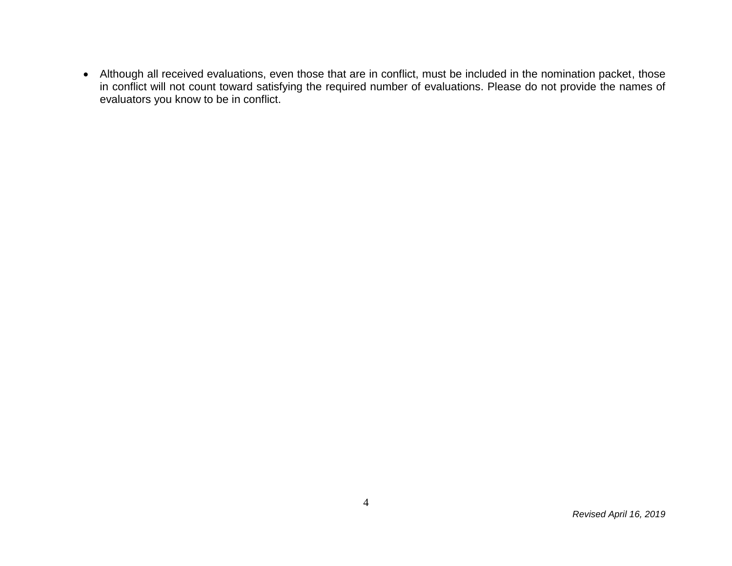- Although all received evaluations, even those that are in conflict, must be included in the nomination packet, those in conflict will not count toward satisfying the required number of evaluations. Please do not provide the names of evaluators you know to be in conflict.